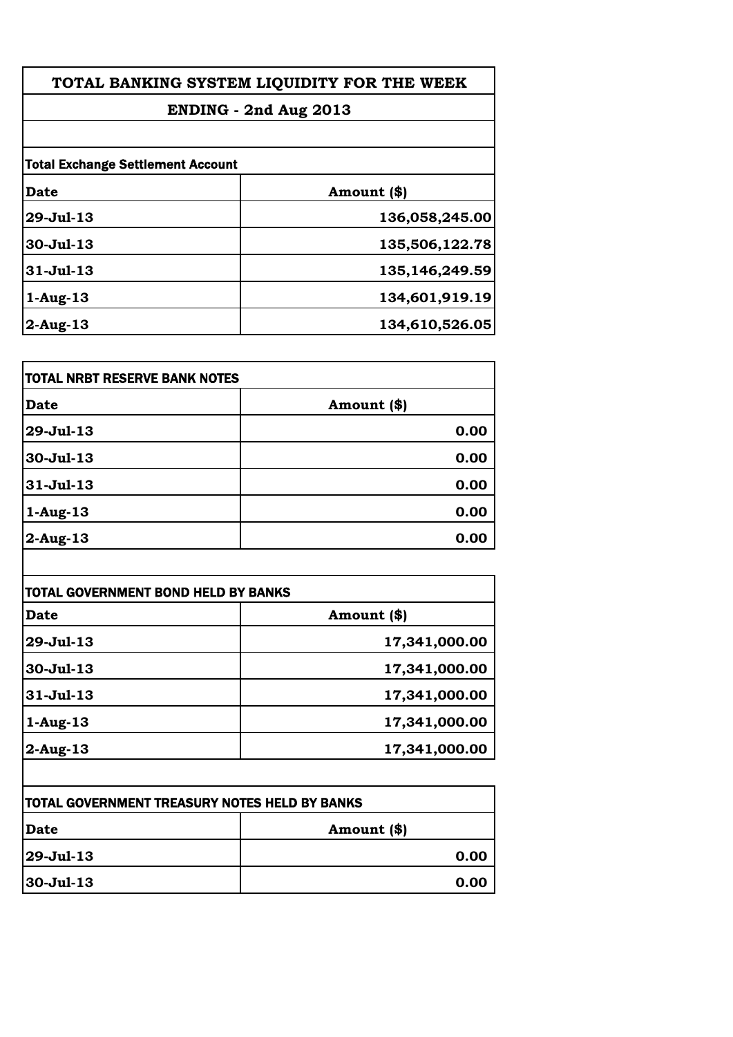# TOTAL BANKING SYSTEM LIQUIDITY FOR THE WEEK

## ENDING - 2nd Aug 2013

**Total Exchange Settlement Account**

| Date | Amount ($) |
|---|---|
| 29-Jul-13 | 136,058,245.00 |
| 30-Jul-13 | 135,506,122.78 |
| 31-Jul-13 | 135,146,249.59 |
| 1-Aug-13 | 134,601,919.19 |
| 2-Aug-13 | 134,610,526.05 |

**TOTAL NRBT RESERVE BANK NOTES**

| Date | Amount ($) |
|---|---|
| 29-Jul-13 | 0.00 |
| 30-Jul-13 | 0.00 |
| 31-Jul-13 | 0.00 |
| 1-Aug-13 | 0.00 |
| 2-Aug-13 | 0.00 |

**TOTAL GOVERNMENT BOND HELD BY BANKS**

| Date | Amount ($) |
|---|---|
| 29-Jul-13 | 17,341,000.00 |
| 30-Jul-13 | 17,341,000.00 |
| 31-Jul-13 | 17,341,000.00 |
| 1-Aug-13 | 17,341,000.00 |
| 2-Aug-13 | 17,341,000.00 |

**TOTAL GOVERNMENT TREASURY NOTES HELD BY BANKS**

| Date | Amount ($) |
|---|---|
| 29-Jul-13 | 0.00 |
| 30-Jul-13 | 0.00 |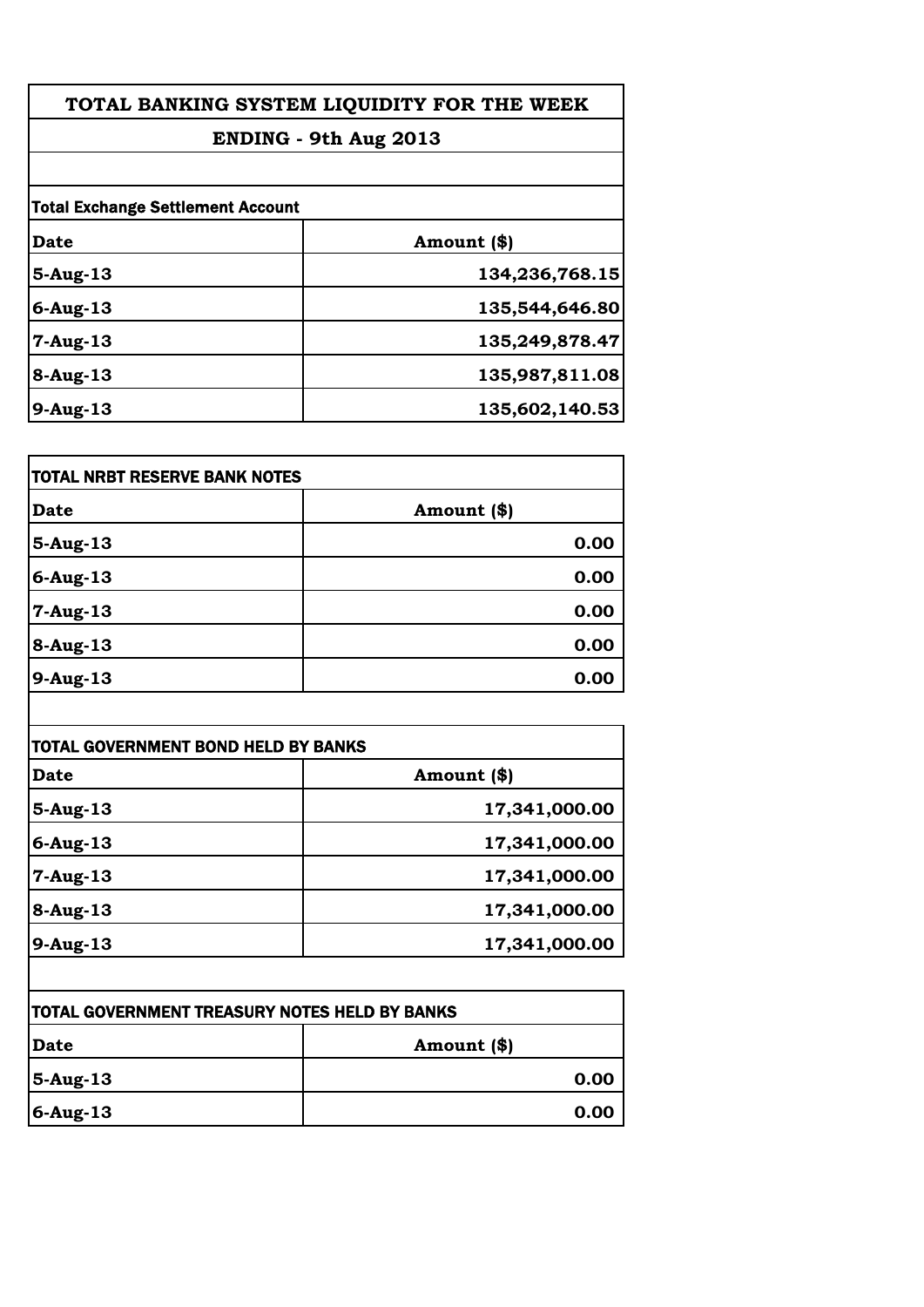# TOTAL BANKING SYSTEM LIQUIDITY FOR THE WEEK

## ENDING - 9th Aug 2013

**Total Exchange Settlement Account**

| Date | Amount ($) |
|---|---|
| 5-Aug-13 | 134,236,768.15 |
| 6-Aug-13 | 135,544,646.80 |
| 7-Aug-13 | 135,249,878.47 |
| 8-Aug-13 | 135,987,811.08 |
| 9-Aug-13 | 135,602,140.53 |

**TOTAL NRBT RESERVE BANK NOTES**

| Date | Amount ($) |
|---|---|
| 5-Aug-13 | 0.00 |
| 6-Aug-13 | 0.00 |
| 7-Aug-13 | 0.00 |
| 8-Aug-13 | 0.00 |
| 9-Aug-13 | 0.00 |

**TOTAL GOVERNMENT BOND HELD BY BANKS**

| Date | Amount ($) |
|---|---|
| 5-Aug-13 | 17,341,000.00 |
| 6-Aug-13 | 17,341,000.00 |
| 7-Aug-13 | 17,341,000.00 |
| 8-Aug-13 | 17,341,000.00 |
| 9-Aug-13 | 17,341,000.00 |

**TOTAL GOVERNMENT TREASURY NOTES HELD BY BANKS**

| Date | Amount ($) |
|---|---|
| 5-Aug-13 | 0.00 |
| 6-Aug-13 | 0.00 |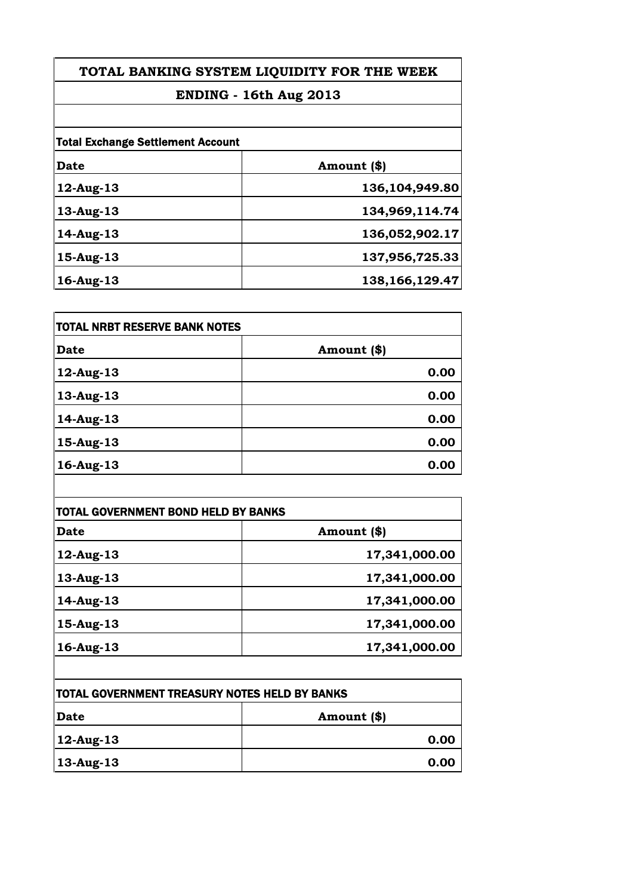# TOTAL BANKING SYSTEM LIQUIDITY FOR THE WEEK

## ENDING - 16th Aug 2013

**Total Exchange Settlement Account**

| Date | Amount ($) |
|---|---|
| 12-Aug-13 | 136,104,949.80 |
| 13-Aug-13 | 134,969,114.74 |
| 14-Aug-13 | 136,052,902.17 |
| 15-Aug-13 | 137,956,725.33 |
| 16-Aug-13 | 138,166,129.47 |

**TOTAL NRBT RESERVE BANK NOTES**

| Date | Amount ($) |
|---|---|
| 12-Aug-13 | 0.00 |
| 13-Aug-13 | 0.00 |
| 14-Aug-13 | 0.00 |
| 15-Aug-13 | 0.00 |
| 16-Aug-13 | 0.00 |

**TOTAL GOVERNMENT BOND HELD BY BANKS**

| Date | Amount ($) |
|---|---|
| 12-Aug-13 | 17,341,000.00 |
| 13-Aug-13 | 17,341,000.00 |
| 14-Aug-13 | 17,341,000.00 |
| 15-Aug-13 | 17,341,000.00 |
| 16-Aug-13 | 17,341,000.00 |

**TOTAL GOVERNMENT TREASURY NOTES HELD BY BANKS**

| Date | Amount ($) |
|---|---|
| 12-Aug-13 | 0.00 |
| 13-Aug-13 | 0.00 |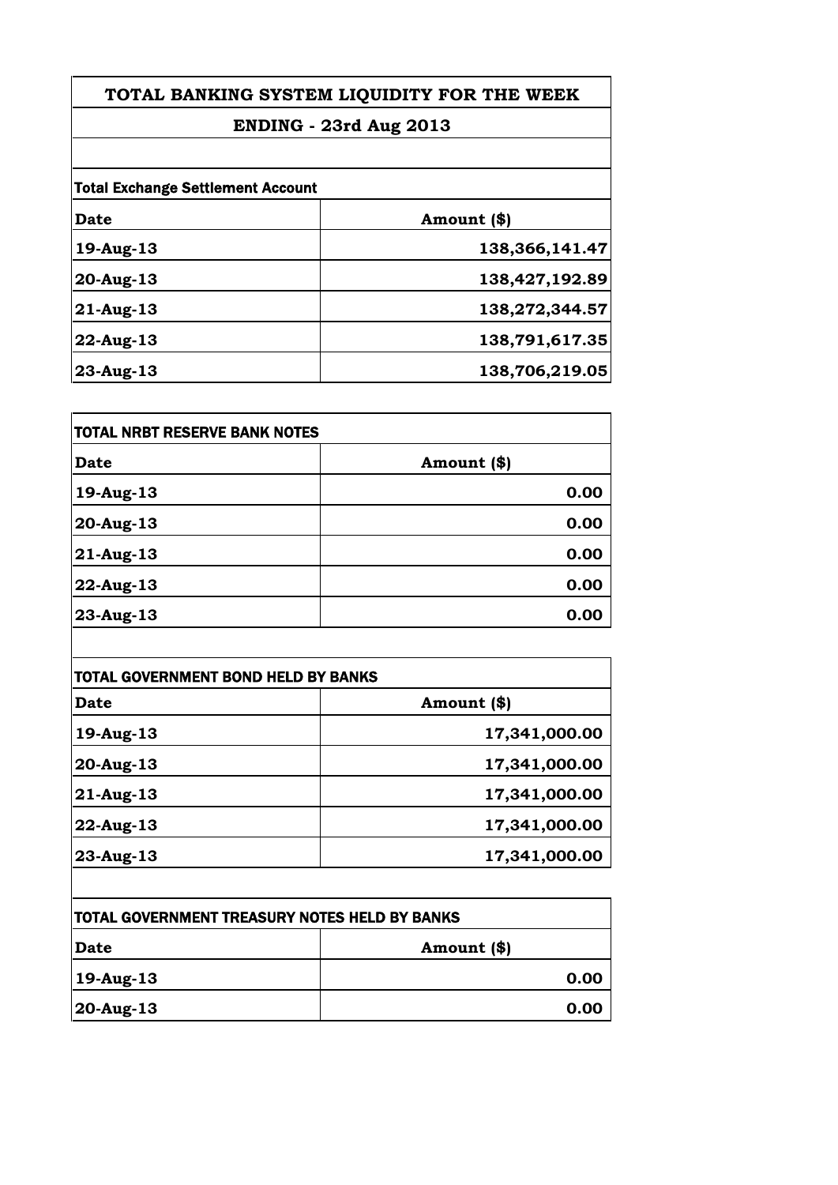# TOTAL BANKING SYSTEM LIQUIDITY FOR THE WEEK

## ENDING - 23rd Aug 2013

**Total Exchange Settlement Account**

| Date | Amount ($) |
|---|---|
| 19-Aug-13 | 138,366,141.47 |
| 20-Aug-13 | 138,427,192.89 |
| 21-Aug-13 | 138,272,344.57 |
| 22-Aug-13 | 138,791,617.35 |
| 23-Aug-13 | 138,706,219.05 |

**TOTAL NRBT RESERVE BANK NOTES**

| Date | Amount ($) |
|---|---|
| 19-Aug-13 | 0.00 |
| 20-Aug-13 | 0.00 |
| 21-Aug-13 | 0.00 |
| 22-Aug-13 | 0.00 |
| 23-Aug-13 | 0.00 |

**TOTAL GOVERNMENT BOND HELD BY BANKS**

| Date | Amount ($) |
|---|---|
| 19-Aug-13 | 17,341,000.00 |
| 20-Aug-13 | 17,341,000.00 |
| 21-Aug-13 | 17,341,000.00 |
| 22-Aug-13 | 17,341,000.00 |
| 23-Aug-13 | 17,341,000.00 |

**TOTAL GOVERNMENT TREASURY NOTES HELD BY BANKS**

| Date | Amount ($) |
|---|---|
| 19-Aug-13 | 0.00 |
| 20-Aug-13 | 0.00 |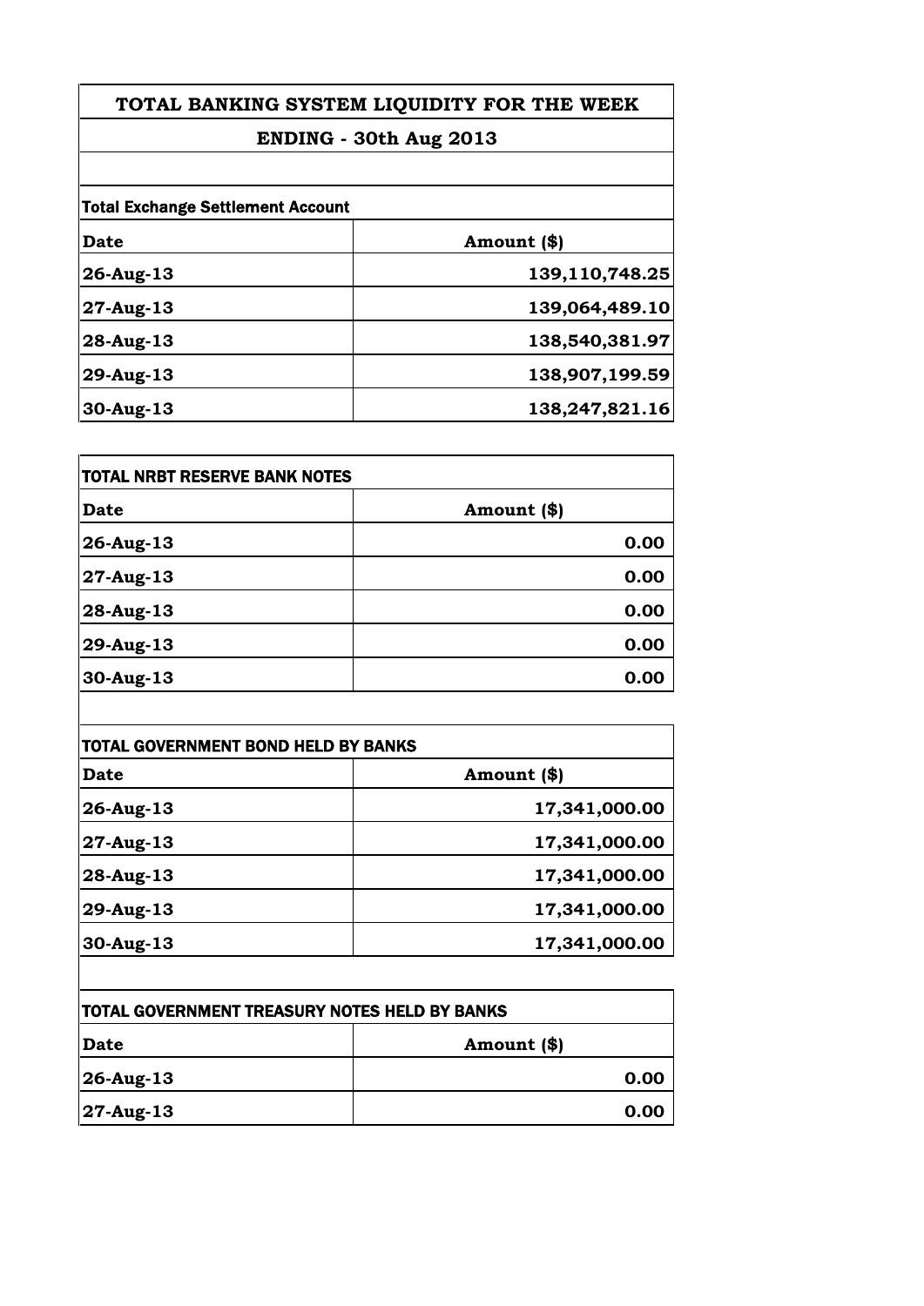# TOTAL BANKING SYSTEM LIQUIDITY FOR THE WEEK

## ENDING - 30th Aug 2013

**Total Exchange Settlement Account**

| Date | Amount ($) |
|---|---|
| 26-Aug-13 | 139,110,748.25 |
| 27-Aug-13 | 139,064,489.10 |
| 28-Aug-13 | 138,540,381.97 |
| 29-Aug-13 | 138,907,199.59 |
| 30-Aug-13 | 138,247,821.16 |

**TOTAL NRBT RESERVE BANK NOTES**

| Date | Amount ($) |
|---|---|
| 26-Aug-13 | 0.00 |
| 27-Aug-13 | 0.00 |
| 28-Aug-13 | 0.00 |
| 29-Aug-13 | 0.00 |
| 30-Aug-13 | 0.00 |

**TOTAL GOVERNMENT BOND HELD BY BANKS**

| Date | Amount ($) |
|---|---|
| 26-Aug-13 | 17,341,000.00 |
| 27-Aug-13 | 17,341,000.00 |
| 28-Aug-13 | 17,341,000.00 |
| 29-Aug-13 | 17,341,000.00 |
| 30-Aug-13 | 17,341,000.00 |

**TOTAL GOVERNMENT TREASURY NOTES HELD BY BANKS**

| Date | Amount ($) |
|---|---|
| 26-Aug-13 | 0.00 |
| 27-Aug-13 | 0.00 |